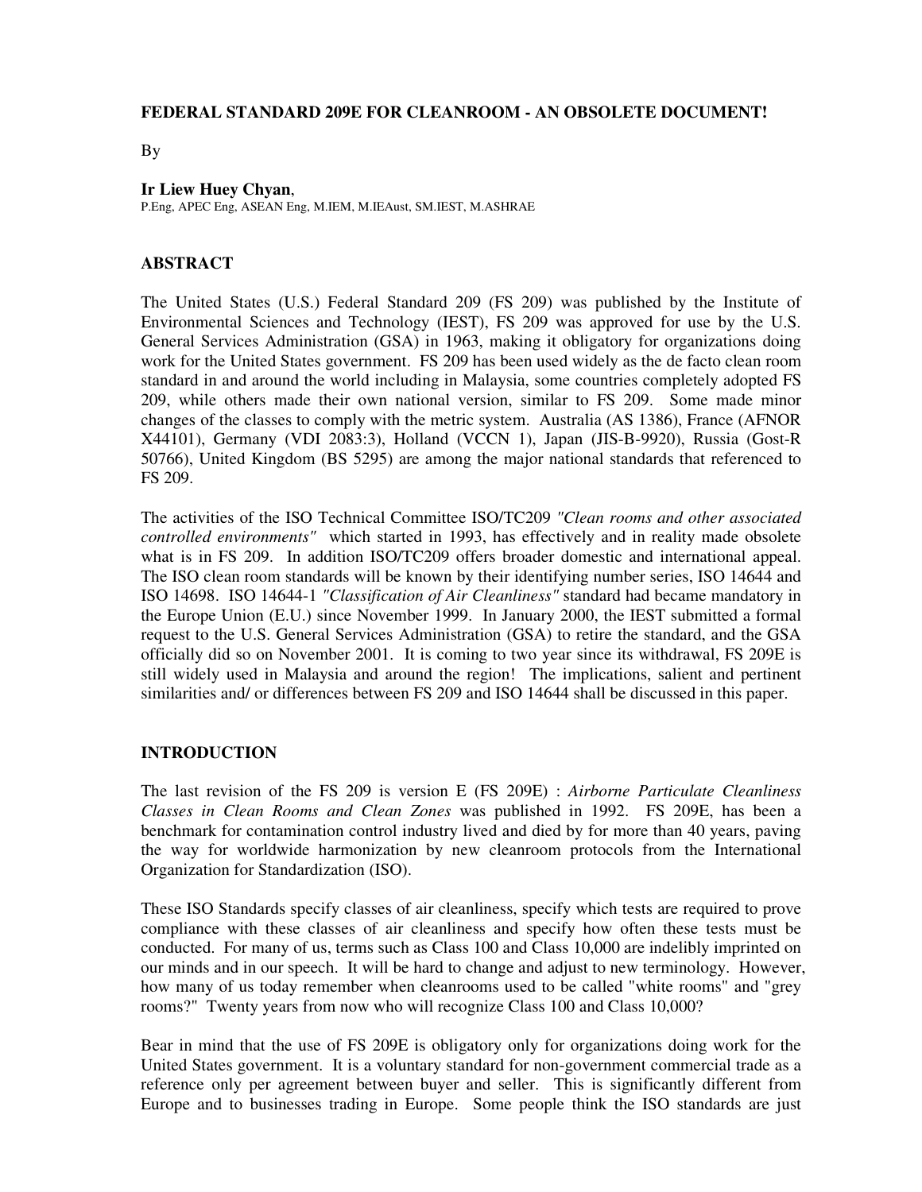# FEDERAL STANDARD 209E FOR CLEANROOM - AN OBSOLETE DOCUMENT!

By

**Ir Liew Huey Chyan**,
P.Eng, APEC Eng, ASEAN Eng, M.IEM, M.IEAust, SM.IEST, M.ASHRAE

## ABSTRACT

The United States (U.S.) Federal Standard 209 (FS 209) was published by the Institute of Environmental Sciences and Technology (IEST), FS 209 was approved for use by the U.S. General Services Administration (GSA) in 1963, making it obligatory for organizations doing work for the United States government. FS 209 has been used widely as the de facto clean room standard in and around the world including in Malaysia, some countries completely adopted FS 209, while others made their own national version, similar to FS 209. Some made minor changes of the classes to comply with the metric system. Australia (AS 1386), France (AFNOR X44101), Germany (VDI 2083:3), Holland (VCCN 1), Japan (JIS-B-9920), Russia (Gost-R 50766), United Kingdom (BS 5295) are among the major national standards that referenced to FS 209.

The activities of the ISO Technical Committee ISO/TC209 *"Clean rooms and other associated controlled environments"* which started in 1993, has effectively and in reality made obsolete what is in FS 209. In addition ISO/TC209 offers broader domestic and international appeal. The ISO clean room standards will be known by their identifying number series, ISO 14644 and ISO 14698. ISO 14644-1 *"Classification of Air Cleanliness"* standard had became mandatory in the Europe Union (E.U.) since November 1999. In January 2000, the IEST submitted a formal request to the U.S. General Services Administration (GSA) to retire the standard, and the GSA officially did so on November 2001. It is coming to two year since its withdrawal, FS 209E is still widely used in Malaysia and around the region! The implications, salient and pertinent similarities and/ or differences between FS 209 and ISO 14644 shall be discussed in this paper.

## INTRODUCTION

The last revision of the FS 209 is version E (FS 209E) : *Airborne Particulate Cleanliness Classes in Clean Rooms and Clean Zones* was published in 1992. FS 209E, has been a benchmark for contamination control industry lived and died by for more than 40 years, paving the way for worldwide harmonization by new cleanroom protocols from the International Organization for Standardization (ISO).

These ISO Standards specify classes of air cleanliness, specify which tests are required to prove compliance with these classes of air cleanliness and specify how often these tests must be conducted. For many of us, terms such as Class 100 and Class 10,000 are indelibly imprinted on our minds and in our speech. It will be hard to change and adjust to new terminology. However, how many of us today remember when cleanrooms used to be called "white rooms" and "grey rooms?" Twenty years from now who will recognize Class 100 and Class 10,000?

Bear in mind that the use of FS 209E is obligatory only for organizations doing work for the United States government. It is a voluntary standard for non-government commercial trade as a reference only per agreement between buyer and seller. This is significantly different from Europe and to businesses trading in Europe. Some people think the ISO standards are just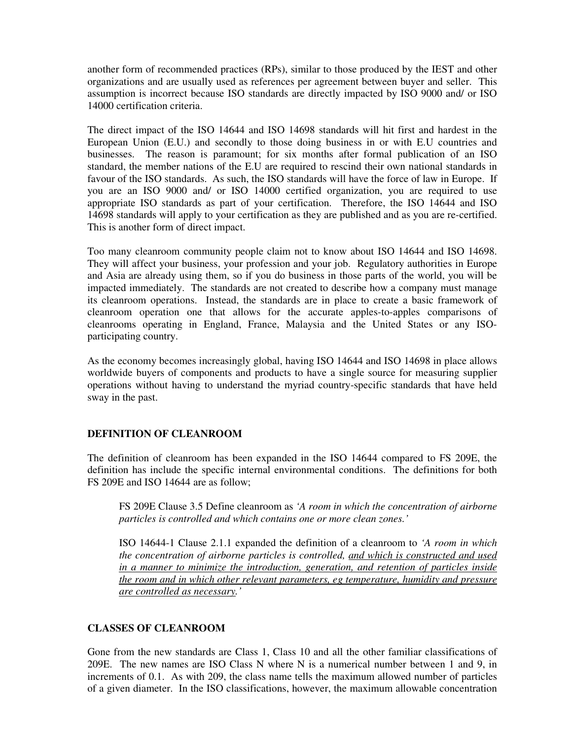another form of recommended practices (RPs), similar to those produced by the IEST and other organizations and are usually used as references per agreement between buyer and seller. This assumption is incorrect because ISO standards are directly impacted by ISO 9000 and/ or ISO 14000 certification criteria.

The direct impact of the ISO 14644 and ISO 14698 standards will hit first and hardest in the European Union (E.U.) and secondly to those doing business in or with E.U countries and businesses. The reason is paramount; for six months after formal publication of an ISO standard, the member nations of the E.U are required to rescind their own national standards in favour of the ISO standards. As such, the ISO standards will have the force of law in Europe. If you are an ISO 9000 and/ or ISO 14000 certified organization, you are required to use appropriate ISO standards as part of your certification. Therefore, the ISO 14644 and ISO 14698 standards will apply to your certification as they are published and as you are re-certified. This is another form of direct impact.

Too many cleanroom community people claim not to know about ISO 14644 and ISO 14698. They will affect your business, your profession and your job. Regulatory authorities in Europe and Asia are already using them, so if you do business in those parts of the world, you will be impacted immediately. The standards are not created to describe how a company must manage its cleanroom operations. Instead, the standards are in place to create a basic framework of cleanroom operation one that allows for the accurate apples-to-apples comparisons of cleanrooms operating in England, France, Malaysia and the United States or any ISO-participating country.

As the economy becomes increasingly global, having ISO 14644 and ISO 14698 in place allows worldwide buyers of components and products to have a single source for measuring supplier operations without having to understand the myriad country-specific standards that have held sway in the past.

**DEFINITION OF CLEANROOM**

The definition of cleanroom has been expanded in the ISO 14644 compared to FS 209E, the definition has include the specific internal environmental conditions. The definitions for both FS 209E and ISO 14644 are as follow;

> FS 209E Clause 3.5 Define cleanroom as *'A room in which the concentration of airborne particles is controlled and which contains one or more clean zones.'*
>
> ISO 14644-1 Clause 2.1.1 expanded the definition of a cleanroom to *'A room in which the concentration of airborne particles is controlled, <u>and which is constructed and used in a manner to minimize the introduction, generation, and retention of particles inside the room and in which other relevant parameters, eg temperature, humidity and pressure are controlled as necessary</u>.'*

**CLASSES OF CLEANROOM**

Gone from the new standards are Class 1, Class 10 and all the other familiar classifications of 209E. The new names are ISO Class N where N is a numerical number between 1 and 9, in increments of 0.1. As with 209, the class name tells the maximum allowed number of particles of a given diameter. In the ISO classifications, however, the maximum allowable concentration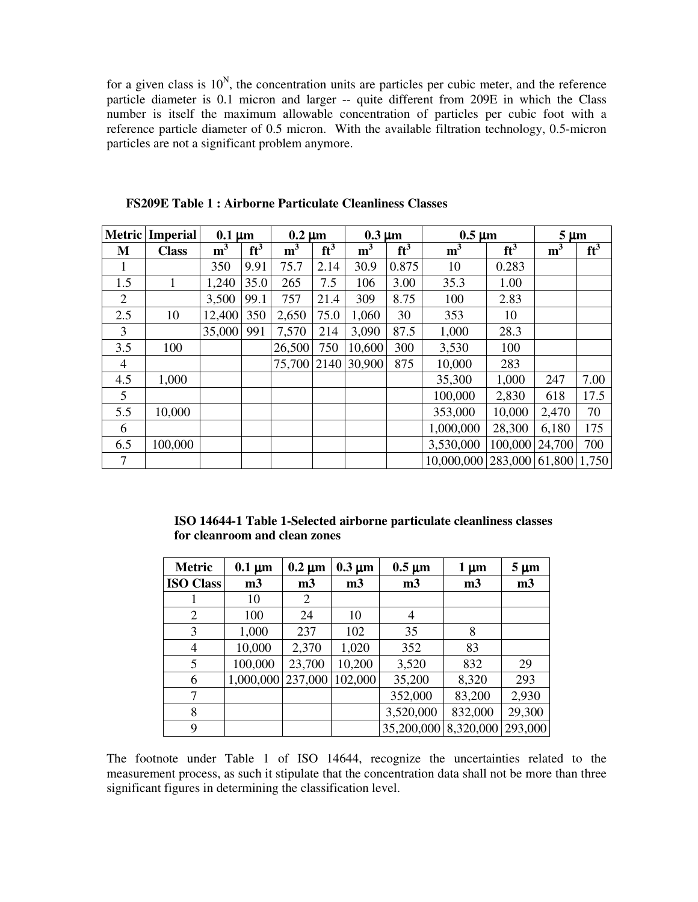for a given class is $10^N$, the concentration units are particles per cubic meter, and the reference particle diameter is 0.1 micron and larger -- quite different from 209E in which the Class number is itself the maximum allowable concentration of particles per cubic foot with a reference particle diameter of 0.5 micron. With the available filtration technology, 0.5-micron particles are not a significant problem anymore.

**FS209E Table 1 : Airborne Particulate Cleanliness Classes**

| Metric | Imperial | 0.1 µm | | 0.2 µm | | 0.3 µm | | 0.5 µm | | 5 µm | |
|---|---|---|---|---|---|---|---|---|---|---|---|
| M | Class | $m^3$ | $ft^3$ | $m^3$ | $ft^3$ | $m^3$ | $ft^3$ | $m^3$ | $ft^3$ | $m^3$ | $ft^3$ |
| 1 | | 350 | 9.91 | 75.7 | 2.14 | 30.9 | 0.875 | 10 | 0.283 | | |
| 1.5 | 1 | 1,240 | 35.0 | 265 | 7.5 | 106 | 3.00 | 35.3 | 1.00 | | |
| 2 | | 3,500 | 99.1 | 757 | 21.4 | 309 | 8.75 | 100 | 2.83 | | |
| 2.5 | 10 | 12,400 | 350 | 2,650 | 75.0 | 1,060 | 30 | 353 | 10 | | |
| 3 | | 35,000 | 991 | 7,570 | 214 | 3,090 | 87.5 | 1,000 | 28.3 | | |
| 3.5 | 100 | | | 26,500 | 750 | 10,600 | 300 | 3,530 | 100 | | |
| 4 | | | | 75,700 | 2140 | 30,900 | 875 | 10,000 | 283 | | |
| 4.5 | 1,000 | | | | | | | 35,300 | 1,000 | 247 | 7.00 |
| 5 | | | | | | | | 100,000 | 2,830 | 618 | 17.5 |
| 5.5 | 10,000 | | | | | | | 353,000 | 10,000 | 2,470 | 70 |
| 6 | | | | | | | | 1,000,000 | 28,300 | 6,180 | 175 |
| 6.5 | 100,000 | | | | | | | 3,530,000 | 100,000 | 24,700 | 700 |
| 7 | | | | | | | | 10,000,000 | 283,000 | 61,800 | 1,750 |

**ISO 14644-1 Table 1-Selected airborne particulate cleanliness classes for cleanroom and clean zones**

| Metric | 0.1 µm | 0.2 µm | 0.3 µm | 0.5 µm | 1 µm | 5 µm |
|---|---|---|---|---|---|---|
| ISO Class | m3 | m3 | m3 | m3 | m3 | m3 |
| 1 | 10 | 2 | | | | |
| 2 | 100 | 24 | 10 | 4 | | |
| 3 | 1,000 | 237 | 102 | 35 | 8 | |
| 4 | 10,000 | 2,370 | 1,020 | 352 | 83 | |
| 5 | 100,000 | 23,700 | 10,200 | 3,520 | 832 | 29 |
| 6 | 1,000,000 | 237,000 | 102,000 | 35,200 | 8,320 | 293 |
| 7 | | | | 352,000 | 83,200 | 2,930 |
| 8 | | | | 3,520,000 | 832,000 | 29,300 |
| 9 | | | | 35,200,000 | 8,320,000 | 293,000 |

The footnote under Table 1 of ISO 14644, recognize the uncertainties related to the measurement process, as such it stipulate that the concentration data shall not be more than three significant figures in determining the classification level.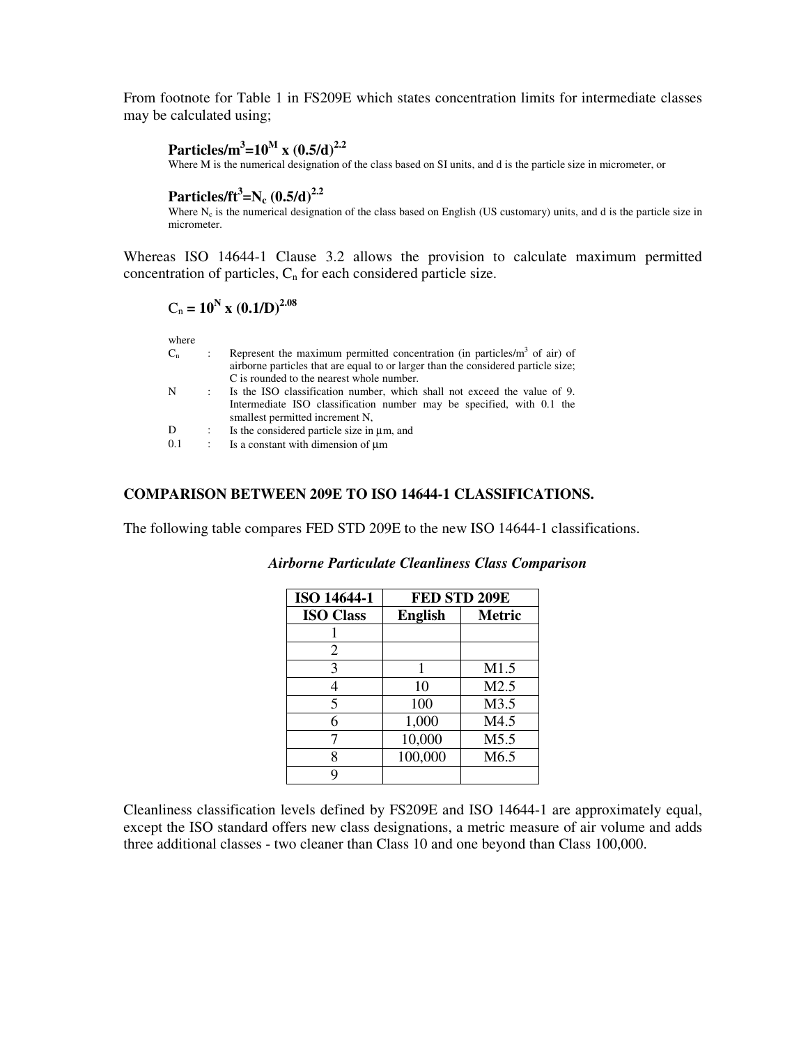From footnote for Table 1 in FS209E which states concentration limits for intermediate classes may be calculated using;

$$\textbf{Particles/m}^3 = 10^M \times (0.5/d)^{2.2}$$

Where M is the numerical designation of the class based on SI units, and d is the particle size in micrometer, or

$$\textbf{Particles/ft}^3 = N_c \, (0.5/d)^{2.2}$$

Where $N_c$ is the numerical designation of the class based on English (US customary) units, and d is the particle size in micrometer.

Whereas ISO 14644-1 Clause 3.2 allows the provision to calculate maximum permitted concentration of particles, $C_n$ for each considered particle size.

$$C_n = 10^N \times (0.1/D)^{2.08}$$

where

- $C_n$ : Represent the maximum permitted concentration (in particles/$m^3$ of air) of airborne particles that are equal to or larger than the considered particle size; C is rounded to the nearest whole number.
- N : Is the ISO classification number, which shall not exceed the value of 9. Intermediate ISO classification number may be specified, with 0.1 the smallest permitted increment N,
- D : Is the considered particle size in µm, and
- 0.1 : Is a constant with dimension of µm

**COMPARISON BETWEEN 209E TO ISO 14644-1 CLASSIFICATIONS.**

The following table compares FED STD 209E to the new ISO 14644-1 classifications.

***Airborne Particulate Cleanliness Class Comparison***

| ISO 14644-1 | FED STD 209E | |
|---|---|---|
| **ISO Class** | **English** | **Metric** |
| 1 | | |
| 2 | | |
| 3 | 1 | M1.5 |
| 4 | 10 | M2.5 |
| 5 | 100 | M3.5 |
| 6 | 1,000 | M4.5 |
| 7 | 10,000 | M5.5 |
| 8 | 100,000 | M6.5 |
| 9 | | |

Cleanliness classification levels defined by FS209E and ISO 14644-1 are approximately equal, except the ISO standard offers new class designations, a metric measure of air volume and adds three additional classes - two cleaner than Class 10 and one beyond than Class 100,000.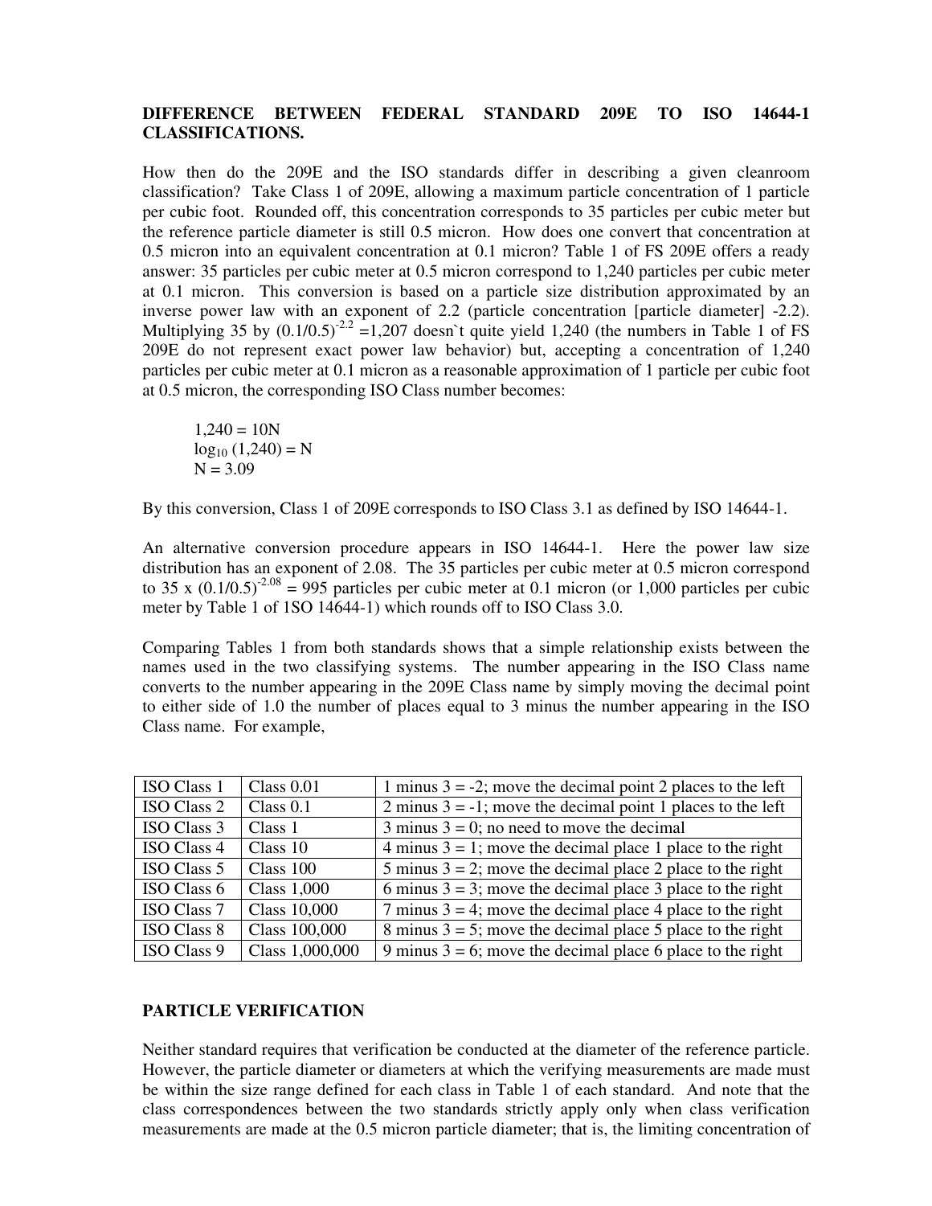**DIFFERENCE BETWEEN FEDERAL STANDARD 209E TO ISO 14644-1 CLASSIFICATIONS.**

How then do the 209E and the ISO standards differ in describing a given cleanroom classification? Take Class 1 of 209E, allowing a maximum particle concentration of 1 particle per cubic foot. Rounded off, this concentration corresponds to 35 particles per cubic meter but the reference particle diameter is still 0.5 micron. How does one convert that concentration at 0.5 micron into an equivalent concentration at 0.1 micron? Table 1 of FS 209E offers a ready answer: 35 particles per cubic meter at 0.5 micron correspond to 1,240 particles per cubic meter at 0.1 micron. This conversion is based on a particle size distribution approximated by an inverse power law with an exponent of 2.2 (particle concentration [particle diameter] -2.2). Multiplying 35 by $(0.1/0.5)^{-2.2}$ =1,207 doesn`t quite yield 1,240 (the numbers in Table 1 of FS 209E do not represent exact power law behavior) but, accepting a concentration of 1,240 particles per cubic meter at 0.1 micron as a reasonable approximation of 1 particle per cubic foot at 0.5 micron, the corresponding ISO Class number becomes:

$$1{,}240 = 10N$$
$$\log_{10} (1{,}240) = N$$
$$N = 3.09$$

By this conversion, Class 1 of 209E corresponds to ISO Class 3.1 as defined by ISO 14644-1.

An alternative conversion procedure appears in ISO 14644-1. Here the power law size distribution has an exponent of 2.08. The 35 particles per cubic meter at 0.5 micron correspond to 35 x $(0.1/0.5)^{-2.08}$ = 995 particles per cubic meter at 0.1 micron (or 1,000 particles per cubic meter by Table 1 of 1SO 14644-1) which rounds off to ISO Class 3.0.

Comparing Tables 1 from both standards shows that a simple relationship exists between the names used in the two classifying systems. The number appearing in the ISO Class name converts to the number appearing in the 209E Class name by simply moving the decimal point to either side of 1.0 the number of places equal to 3 minus the number appearing in the ISO Class name. For example,

| ISO Class 1 | Class 0.01 | 1 minus 3 = -2; move the decimal point 2 places to the left |
|---|---|---|
| ISO Class 2 | Class 0.1 | 2 minus 3 = -1; move the decimal point 1 places to the left |
| ISO Class 3 | Class 1 | 3 minus 3 = 0; no need to move the decimal |
| ISO Class 4 | Class 10 | 4 minus 3 = 1; move the decimal place 1 place to the right |
| ISO Class 5 | Class 100 | 5 minus 3 = 2; move the decimal place 2 place to the right |
| ISO Class 6 | Class 1,000 | 6 minus 3 = 3; move the decimal place 3 place to the right |
| ISO Class 7 | Class 10,000 | 7 minus 3 = 4; move the decimal place 4 place to the right |
| ISO Class 8 | Class 100,000 | 8 minus 3 = 5; move the decimal place 5 place to the right |
| ISO Class 9 | Class 1,000,000 | 9 minus 3 = 6; move the decimal place 6 place to the right |

**PARTICLE VERIFICATION**

Neither standard requires that verification be conducted at the diameter of the reference particle. However, the particle diameter or diameters at which the verifying measurements are made must be within the size range defined for each class in Table 1 of each standard. And note that the class correspondences between the two standards strictly apply only when class verification measurements are made at the 0.5 micron particle diameter; that is, the limiting concentration of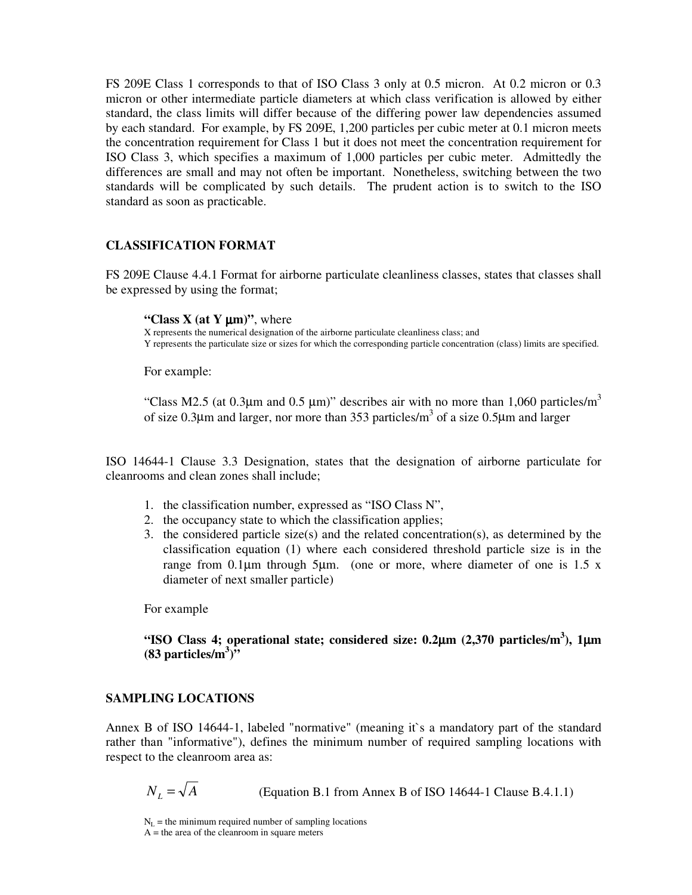FS 209E Class 1 corresponds to that of ISO Class 3 only at 0.5 micron. At 0.2 micron or 0.3 micron or other intermediate particle diameters at which class verification is allowed by either standard, the class limits will differ because of the differing power law dependencies assumed by each standard. For example, by FS 209E, 1,200 particles per cubic meter at 0.1 micron meets the concentration requirement for Class 1 but it does not meet the concentration requirement for ISO Class 3, which specifies a maximum of 1,000 particles per cubic meter. Admittedly the differences are small and may not often be important. Nonetheless, switching between the two standards will be complicated by such details. The prudent action is to switch to the ISO standard as soon as practicable.

## CLASSIFICATION FORMAT

FS 209E Clause 4.4.1 Format for airborne particulate cleanliness classes, states that classes shall be expressed by using the format;

> **"Class X (at Y µm)"**, where
> X represents the numerical designation of the airborne particulate cleanliness class; and
> Y represents the particulate size or sizes for which the corresponding particle concentration (class) limits are specified.
>
> For example:
>
> "Class M2.5 (at 0.3µm and 0.5 µm)" describes air with no more than 1,060 particles/m$^3$ of size 0.3µm and larger, nor more than 353 particles/m$^3$ of a size 0.5µm and larger

ISO 14644-1 Clause 3.3 Designation, states that the designation of airborne particulate for cleanrooms and clean zones shall include;

1. the classification number, expressed as "ISO Class N",
2. the occupancy state to which the classification applies;
3. the considered particle size(s) and the related concentration(s), as determined by the classification equation (1) where each considered threshold particle size is in the range from 0.1µm through 5µm. (one or more, where diameter of one is 1.5 x diameter of next smaller particle)

For example

**"ISO Class 4; operational state; considered size: 0.2µm (2,370 particles/m$^3$), 1µm (83 particles/m$^3$)"**

## SAMPLING LOCATIONS

Annex B of ISO 14644-1, labeled "normative" (meaning it`s a mandatory part of the standard rather than "informative"), defines the minimum number of required sampling locations with respect to the cleanroom area as:

$$N_L = \sqrt{A} \qquad \text{(Equation B.1 from Annex B of ISO 14644-1 Clause B.4.1.1)}$$

$N_L$ = the minimum required number of sampling locations
A = the area of the cleanroom in square meters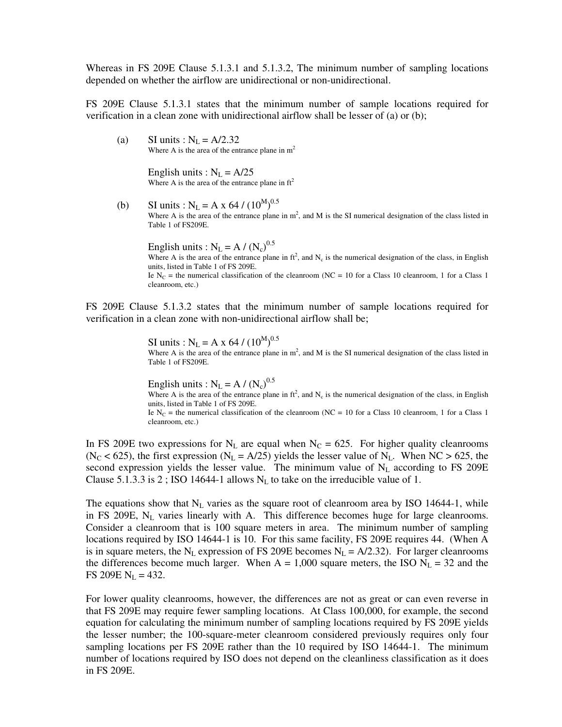Whereas in FS 209E Clause 5.1.3.1 and 5.1.3.2, The minimum number of sampling locations depended on whether the airflow are unidirectional or non-unidirectional.

FS 209E Clause 5.1.3.1 states that the minimum number of sample locations required for verification in a clean zone with unidirectional airflow shall be lesser of (a) or (b);

(a) SI units : $N_L = A/2.32$
Where A is the area of the entrance plane in $m^2$

English units : $N_L = A/25$
Where A is the area of the entrance plane in $ft^2$

(b) SI units : $N_L = A \times 64 / (10^M)^{0.5}$
Where A is the area of the entrance plane in $m^2$, and M is the SI numerical designation of the class listed in Table 1 of FS209E.

English units : $N_L = A / (N_c)^{0.5}$
Where A is the area of the entrance plane in $ft^2$, and $N_c$ is the numerical designation of the class, in English units, listed in Table 1 of FS 209E.
Ie $N_C$ = the numerical classification of the cleanroom (NC = 10 for a Class 10 cleanroom, 1 for a Class 1 cleanroom, etc.)

FS 209E Clause 5.1.3.2 states that the minimum number of sample locations required for verification in a clean zone with non-unidirectional airflow shall be;

SI units : $N_L = A \times 64 / (10^M)^{0.5}$
Where A is the area of the entrance plane in $m^2$, and M is the SI numerical designation of the class listed in Table 1 of FS209E.

English units : $N_L = A / (N_c)^{0.5}$
Where A is the area of the entrance plane in $ft^2$, and $N_c$ is the numerical designation of the class, in English units, listed in Table 1 of FS 209E.
Ie $N_C$ = the numerical classification of the cleanroom (NC = 10 for a Class 10 cleanroom, 1 for a Class 1 cleanroom, etc.)

In FS 209E two expressions for $N_L$ are equal when $N_C = 625$. For higher quality cleanrooms ($N_C < 625$), the first expression ($N_L = A/25$) yields the lesser value of $N_L$. When NC > 625, the second expression yields the lesser value. The minimum value of $N_L$ according to FS 209E Clause 5.1.3.3 is 2 ; ISO 14644-1 allows $N_L$ to take on the irreducible value of 1.

The equations show that $N_L$ varies as the square root of cleanroom area by ISO 14644-1, while in FS 209E, $N_L$ varies linearly with A. This difference becomes huge for large cleanrooms. Consider a cleanroom that is 100 square meters in area. The minimum number of sampling locations required by ISO 14644-1 is 10. For this same facility, FS 209E requires 44. (When A is in square meters, the $N_L$ expression of FS 209E becomes $N_L = A/2.32$). For larger cleanrooms the differences become much larger. When A = 1,000 square meters, the ISO $N_L = 32$ and the FS 209E $N_L = 432$.

For lower quality cleanrooms, however, the differences are not as great or can even reverse in that FS 209E may require fewer sampling locations. At Class 100,000, for example, the second equation for calculating the minimum number of sampling locations required by FS 209E yields the lesser number; the 100-square-meter cleanroom considered previously requires only four sampling locations per FS 209E rather than the 10 required by ISO 14644-1. The minimum number of locations required by ISO does not depend on the cleanliness classification as it does in FS 209E.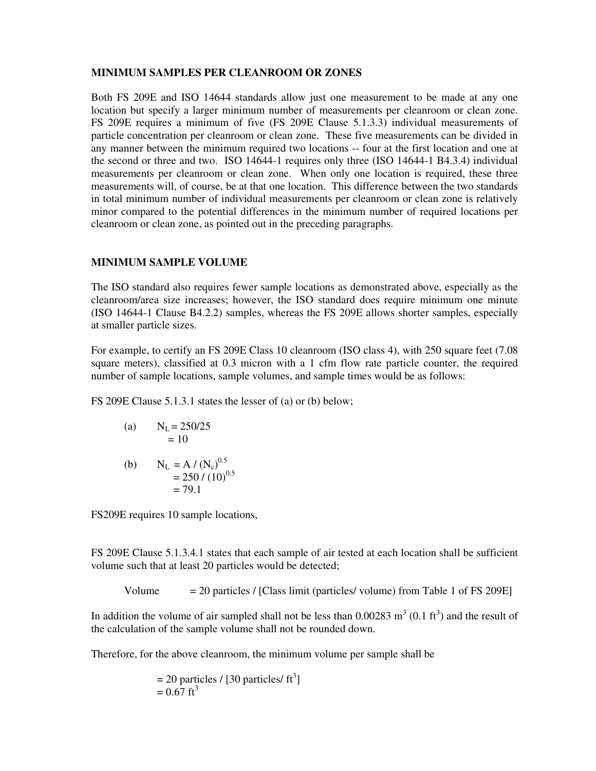## MINIMUM SAMPLES PER CLEANROOM OR ZONES

Both FS 209E and ISO 14644 standards allow just one measurement to be made at any one location but specify a larger minimum number of measurements per cleanroom or clean zone. FS 209E requires a minimum of five (FS 209E Clause 5.1.3.3) individual measurements of particle concentration per cleanroom or clean zone. These five measurements can be divided in any manner between the minimum required two locations -- four at the first location and one at the second or three and two. ISO 14644-1 requires only three (ISO 14644-1 B4.3.4) individual measurements per cleanroom or clean zone. When only one location is required, these three measurements will, of course, be at that one location. This difference between the two standards in total minimum number of individual measurements per cleanroom or clean zone is relatively minor compared to the potential differences in the minimum number of required locations per cleanroom or clean zone, as pointed out in the preceding paragraphs.

## MINIMUM SAMPLE VOLUME

The ISO standard also requires fewer sample locations as demonstrated above, especially as the cleanroom/area size increases; however, the ISO standard does require minimum one minute (ISO 14644-1 Clause B4.2.2) samples, whereas the FS 209E allows shorter samples, especially at smaller particle sizes.

For example, to certify an FS 209E Class 10 cleanroom (ISO class 4), with 250 square feet (7.08 square meters), classified at 0.3 micron with a 1 cfm flow rate particle counter, the required number of sample locations, sample volumes, and sample times would be as follows:

FS 209E Clause 5.1.3.1 states the lesser of (a) or (b) below;

(a) $N_L = 250/25$
$= 10$

(b) $N_L = A / (N_c)^{0.5}$
$= 250 / (10)^{0.5}$
$= 79.1$

FS209E requires 10 sample locations,

FS 209E Clause 5.1.3.4.1 states that each sample of air tested at each location shall be sufficient volume such that at least 20 particles would be detected;

Volume = 20 particles / [Class limit (particles/ volume) from Table 1 of FS 209E]

In addition the volume of air sampled shall not be less than 0.00283 $m^3$ (0.1 $ft^3$) and the result of the calculation of the sample volume shall not be rounded down.

Therefore, for the above cleanroom, the minimum volume per sample shall be

$= 20$ particles / [30 particles/ $ft^3$]
$= 0.67$ $ft^3$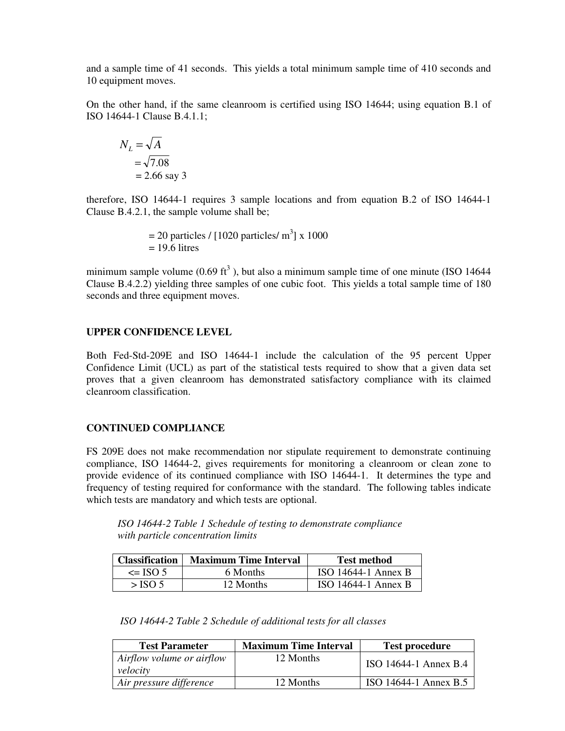and a sample time of 41 seconds. This yields a total minimum sample time of 410 seconds and 10 equipment moves.

On the other hand, if the same cleanroom is certified using ISO 14644; using equation B.1 of ISO 14644-1 Clause B.4.1.1;

$$N_L = \sqrt{A}$$
$$= \sqrt{7.08}$$
$$= 2.66 \text{ say } 3$$

therefore, ISO 14644-1 requires 3 sample locations and from equation B.2 of ISO 14644-1 Clause B.4.2.1, the sample volume shall be;

$$= 20 \text{ particles} / [1020 \text{ particles}/ m^3] \times 1000$$
$$= 19.6 \text{ litres}$$

minimum sample volume (0.69 $ft^3$ ), but also a minimum sample time of one minute (ISO 14644 Clause B.4.2.2) yielding three samples of one cubic foot. This yields a total sample time of 180 seconds and three equipment moves.

## UPPER CONFIDENCE LEVEL

Both Fed-Std-209E and ISO 14644-1 include the calculation of the 95 percent Upper Confidence Limit (UCL) as part of the statistical tests required to show that a given data set proves that a given cleanroom has demonstrated satisfactory compliance with its claimed cleanroom classification.

## CONTINUED COMPLIANCE

FS 209E does not make recommendation nor stipulate requirement to demonstrate continuing compliance, ISO 14644-2, gives requirements for monitoring a cleanroom or clean zone to provide evidence of its continued compliance with ISO 14644-1. It determines the type and frequency of testing required for conformance with the standard. The following tables indicate which tests are mandatory and which tests are optional.

*ISO 14644-2 Table 1 Schedule of testing to demonstrate compliance with particle concentration limits*

| Classification | Maximum Time Interval | Test method |
|---|---|---|
| <= ISO 5 | 6 Months | ISO 14644-1 Annex B |
| > ISO 5 | 12 Months | ISO 14644-1 Annex B |

*ISO 14644-2 Table 2 Schedule of additional tests for all classes*

| Test Parameter | Maximum Time Interval | Test procedure |
|---|---|---|
| *Airflow volume or airflow velocity* | 12 Months | ISO 14644-1 Annex B.4 |
| *Air pressure difference* | 12 Months | ISO 14644-1 Annex B.5 |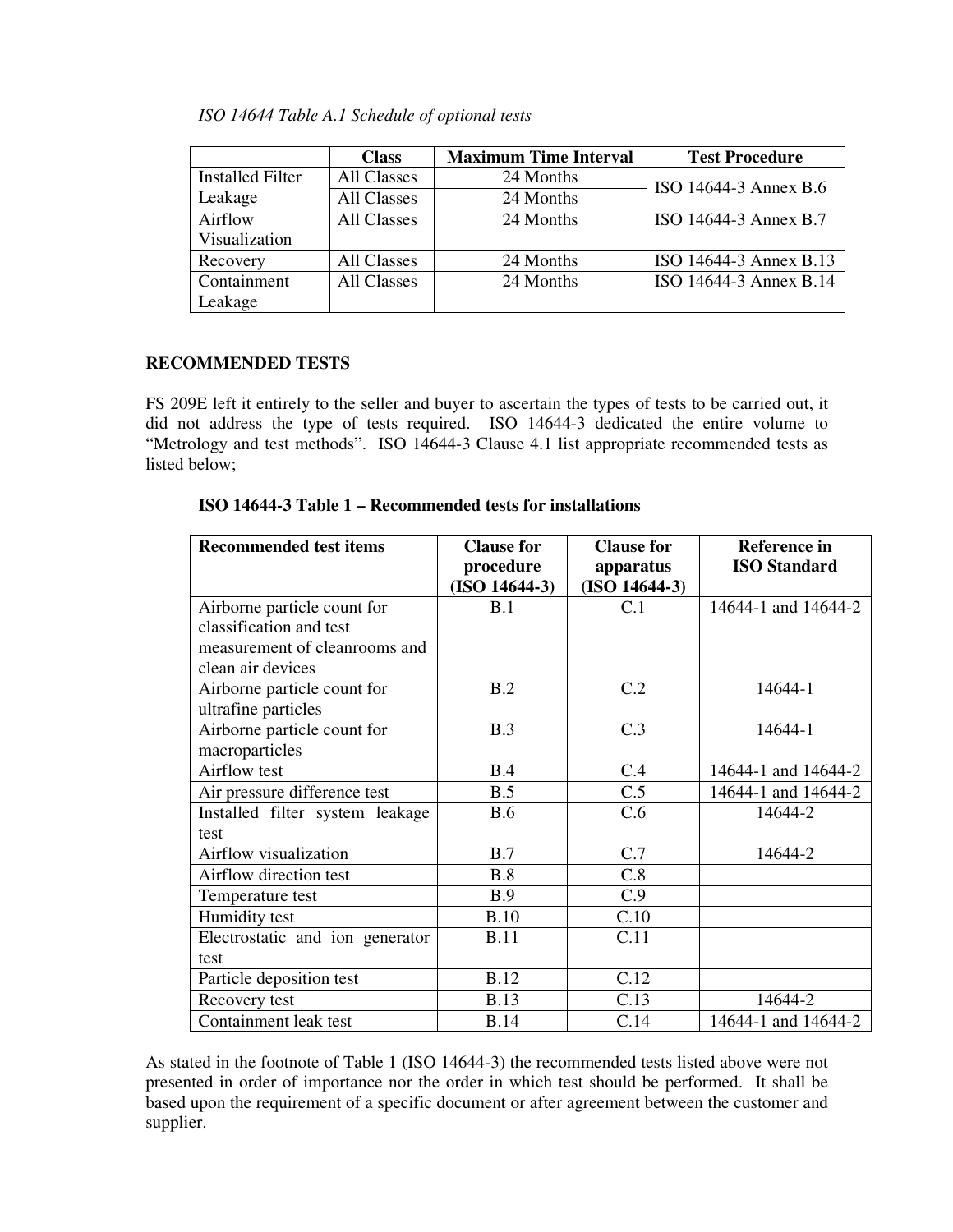*ISO 14644 Table A.1 Schedule of optional tests*

| | Class | Maximum Time Interval | Test Procedure |
|---|---|---|---|
| Installed Filter Leakage | All Classes | 24 Months | ISO 14644-3 Annex B.6 |
| | All Classes | 24 Months | |
| Airflow Visualization | All Classes | 24 Months | ISO 14644-3 Annex B.7 |
| Recovery | All Classes | 24 Months | ISO 14644-3 Annex B.13 |
| Containment Leakage | All Classes | 24 Months | ISO 14644-3 Annex B.14 |

## RECOMMENDED TESTS

FS 209E left it entirely to the seller and buyer to ascertain the types of tests to be carried out, it did not address the type of tests required. ISO 14644-3 dedicated the entire volume to "Metrology and test methods". ISO 14644-3 Clause 4.1 list appropriate recommended tests as listed below;

**ISO 14644-3 Table 1 – Recommended tests for installations**

| Recommended test items | Clause for procedure (ISO 14644-3) | Clause for apparatus (ISO 14644-3) | Reference in ISO Standard |
|---|---|---|---|
| Airborne particle count for classification and test measurement of cleanrooms and clean air devices | B.1 | C.1 | 14644-1 and 14644-2 |
| Airborne particle count for ultrafine particles | B.2 | C.2 | 14644-1 |
| Airborne particle count for macroparticles | B.3 | C.3 | 14644-1 |
| Airflow test | B.4 | C.4 | 14644-1 and 14644-2 |
| Air pressure difference test | B.5 | C.5 | 14644-1 and 14644-2 |
| Installed filter system leakage test | B.6 | C.6 | 14644-2 |
| Airflow visualization | B.7 | C.7 | 14644-2 |
| Airflow direction test | B.8 | C.8 | |
| Temperature test | B.9 | C.9 | |
| Humidity test | B.10 | C.10 | |
| Electrostatic and ion generator test | B.11 | C.11 | |
| Particle deposition test | B.12 | C.12 | |
| Recovery test | B.13 | C.13 | 14644-2 |
| Containment leak test | B.14 | C.14 | 14644-1 and 14644-2 |

As stated in the footnote of Table 1 (ISO 14644-3) the recommended tests listed above were not presented in order of importance nor the order in which test should be performed. It shall be based upon the requirement of a specific document or after agreement between the customer and supplier.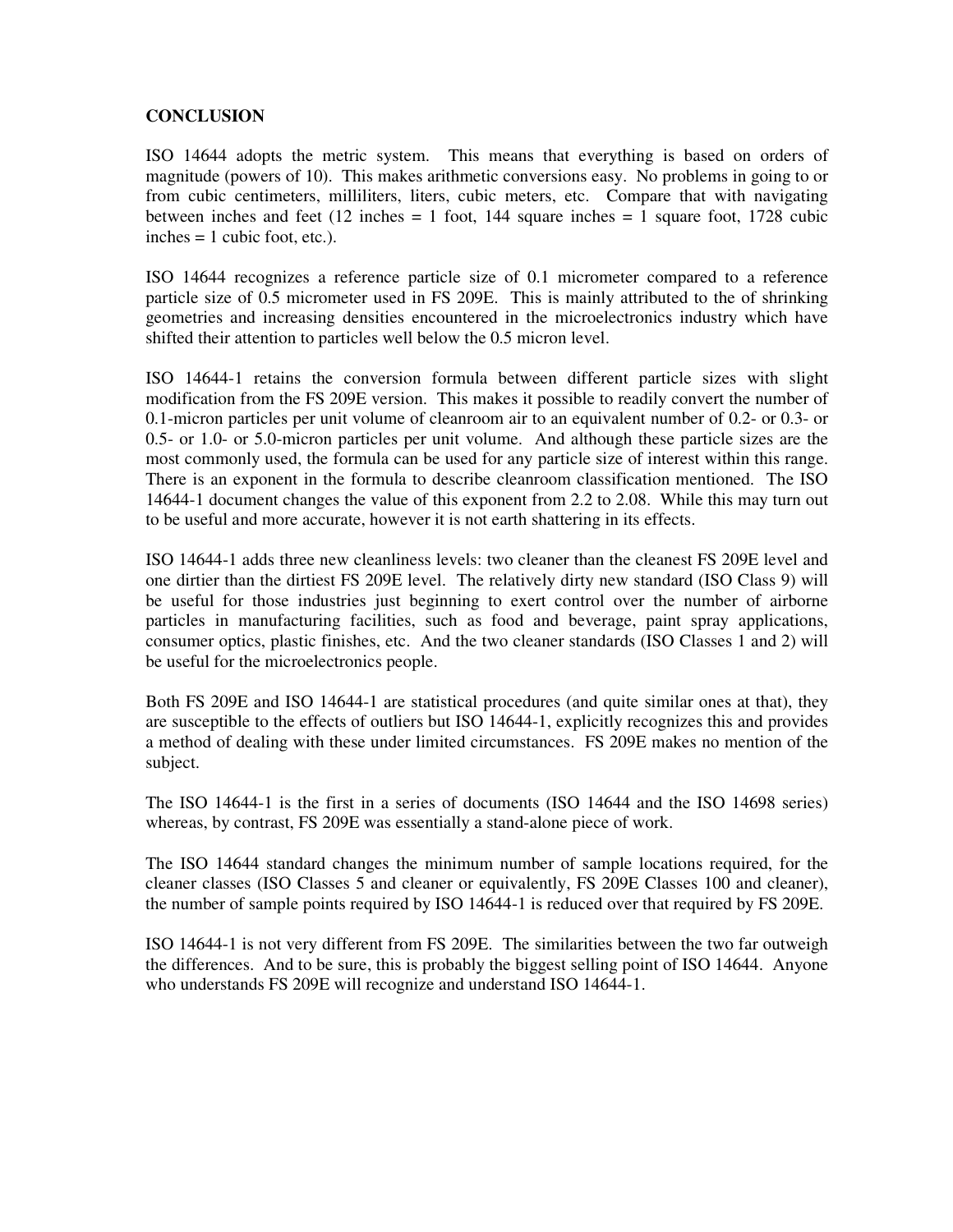**CONCLUSION**

ISO 14644 adopts the metric system. This means that everything is based on orders of magnitude (powers of 10). This makes arithmetic conversions easy. No problems in going to or from cubic centimeters, milliliters, liters, cubic meters, etc. Compare that with navigating between inches and feet (12 inches = 1 foot, 144 square inches = 1 square foot, 1728 cubic inches = 1 cubic foot, etc.).

ISO 14644 recognizes a reference particle size of 0.1 micrometer compared to a reference particle size of 0.5 micrometer used in FS 209E. This is mainly attributed to the of shrinking geometries and increasing densities encountered in the microelectronics industry which have shifted their attention to particles well below the 0.5 micron level.

ISO 14644-1 retains the conversion formula between different particle sizes with slight modification from the FS 209E version. This makes it possible to readily convert the number of 0.1-micron particles per unit volume of cleanroom air to an equivalent number of 0.2- or 0.3- or 0.5- or 1.0- or 5.0-micron particles per unit volume. And although these particle sizes are the most commonly used, the formula can be used for any particle size of interest within this range. There is an exponent in the formula to describe cleanroom classification mentioned. The ISO 14644-1 document changes the value of this exponent from 2.2 to 2.08. While this may turn out to be useful and more accurate, however it is not earth shattering in its effects.

ISO 14644-1 adds three new cleanliness levels: two cleaner than the cleanest FS 209E level and one dirtier than the dirtiest FS 209E level. The relatively dirty new standard (ISO Class 9) will be useful for those industries just beginning to exert control over the number of airborne particles in manufacturing facilities, such as food and beverage, paint spray applications, consumer optics, plastic finishes, etc. And the two cleaner standards (ISO Classes 1 and 2) will be useful for the microelectronics people.

Both FS 209E and ISO 14644-1 are statistical procedures (and quite similar ones at that), they are susceptible to the effects of outliers but ISO 14644-1, explicitly recognizes this and provides a method of dealing with these under limited circumstances. FS 209E makes no mention of the subject.

The ISO 14644-1 is the first in a series of documents (ISO 14644 and the ISO 14698 series) whereas, by contrast, FS 209E was essentially a stand-alone piece of work.

The ISO 14644 standard changes the minimum number of sample locations required, for the cleaner classes (ISO Classes 5 and cleaner or equivalently, FS 209E Classes 100 and cleaner), the number of sample points required by ISO 14644-1 is reduced over that required by FS 209E.

ISO 14644-1 is not very different from FS 209E. The similarities between the two far outweigh the differences. And to be sure, this is probably the biggest selling point of ISO 14644. Anyone who understands FS 209E will recognize and understand ISO 14644-1.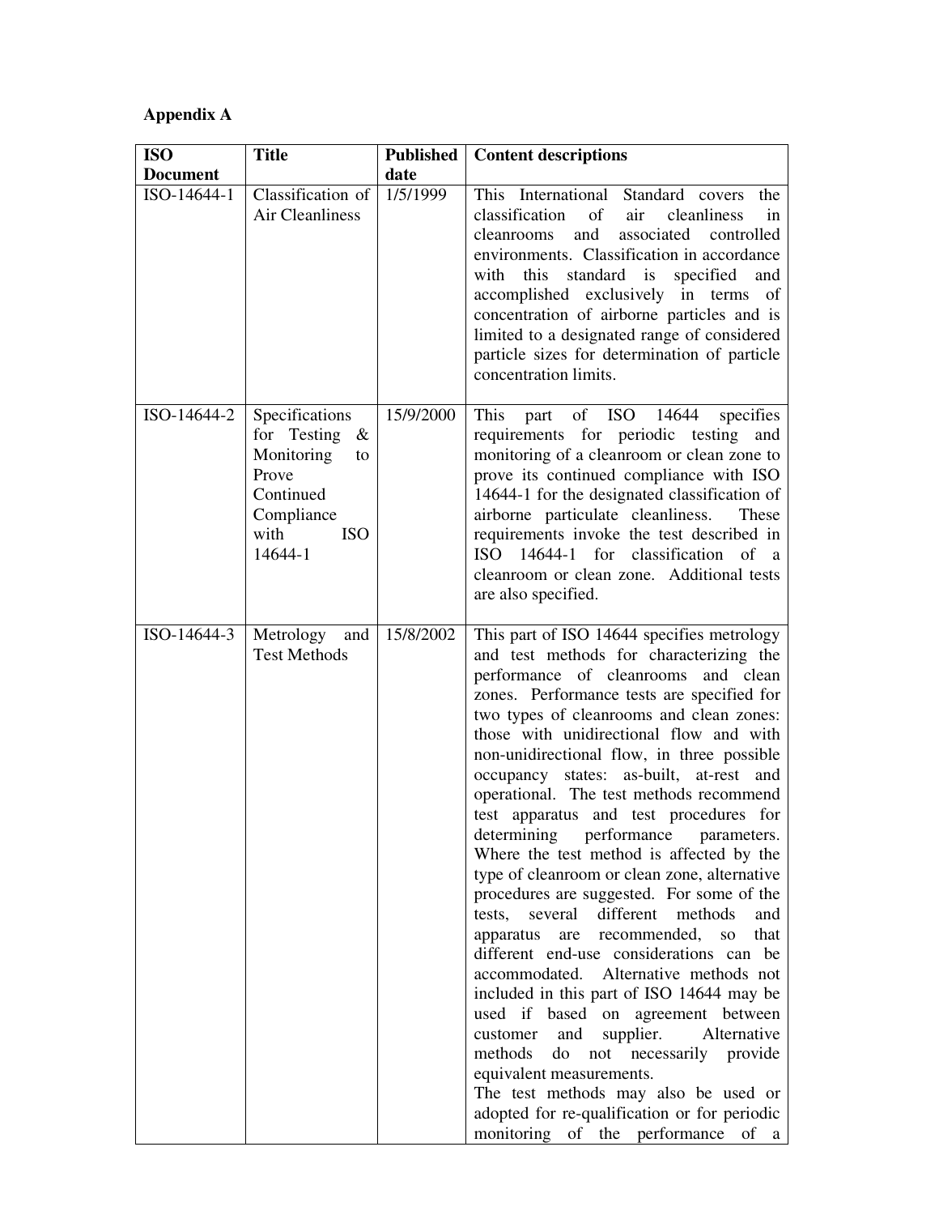**Appendix A**

| ISO Document | Title | Published date | Content descriptions |
|---|---|---|---|
| ISO-14644-1 | Classification of Air Cleanliness | 1/5/1999 | This International Standard covers the classification of air cleanliness in cleanrooms and associated controlled environments. Classification in accordance with this standard is specified and accomplished exclusively in terms of concentration of airborne particles and is limited to a designated range of considered particle sizes for determination of particle concentration limits. |
| ISO-14644-2 | Specifications for Testing & Monitoring to Prove Continued Compliance with ISO 14644-1 | 15/9/2000 | This part of ISO 14644 specifies requirements for periodic testing and monitoring of a cleanroom or clean zone to prove its continued compliance with ISO 14644-1 for the designated classification of airborne particulate cleanliness. These requirements invoke the test described in ISO 14644-1 for classification of a cleanroom or clean zone. Additional tests are also specified. |
| ISO-14644-3 | Metrology and Test Methods | 15/8/2002 | This part of ISO 14644 specifies metrology and test methods for characterizing the performance of cleanrooms and clean zones. Performance tests are specified for two types of cleanrooms and clean zones: those with unidirectional flow and with non-unidirectional flow, in three possible occupancy states: as-built, at-rest and operational. The test methods recommend test apparatus and test procedures for determining performance parameters. Where the test method is affected by the type of cleanroom or clean zone, alternative procedures are suggested. For some of the tests, several different methods and apparatus are recommended, so that different end-use considerations can be accommodated. Alternative methods not included in this part of ISO 14644 may be used if based on agreement between customer and supplier. Alternative methods do not necessarily provide equivalent measurements.<br>The test methods may also be used or adopted for re-qualification or for periodic monitoring of the performance of a |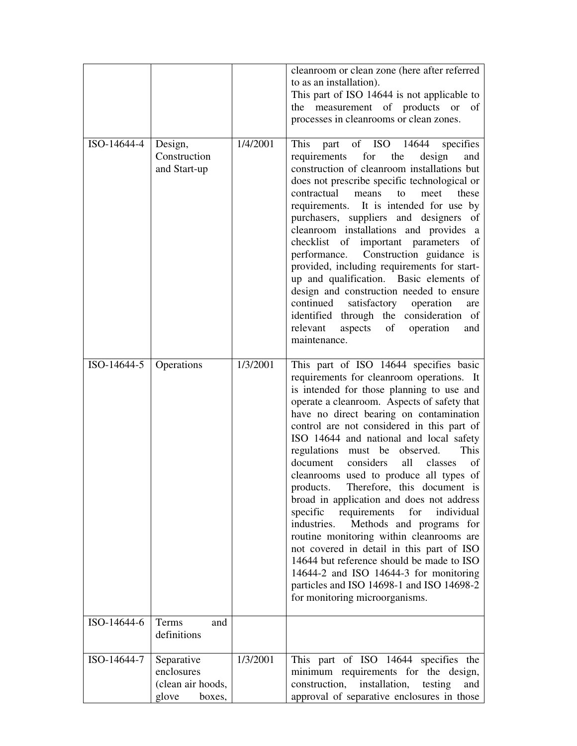| | | | |
|---|---|---|---|
| | | | cleanroom or clean zone (here after referred to as an installation).<br>This part of ISO 14644 is not applicable to the measurement of products or of processes in cleanrooms or clean zones. |
| ISO-14644-4 | Design, Construction and Start-up | 1/4/2001 | This part of ISO 14644 specifies requirements for the design and construction of cleanroom installations but does not prescribe specific technological or contractual means to meet these requirements. It is intended for use by purchasers, suppliers and designers of cleanroom installations and provides a checklist of important parameters of performance. Construction guidance is provided, including requirements for start-up and qualification. Basic elements of design and construction needed to ensure continued satisfactory operation are identified through the consideration of relevant aspects of operation and maintenance. |
| ISO-14644-5 | Operations | 1/3/2001 | This part of ISO 14644 specifies basic requirements for cleanroom operations. It is intended for those planning to use and operate a cleanroom. Aspects of safety that have no direct bearing on contamination control are not considered in this part of ISO 14644 and national and local safety regulations must be observed. This document considers all classes of cleanrooms used to produce all types of products. Therefore, this document is broad in application and does not address specific requirements for individual industries. Methods and programs for routine monitoring within cleanrooms are not covered in detail in this part of ISO 14644 but reference should be made to ISO 14644-2 and ISO 14644-3 for monitoring particles and ISO 14698-1 and ISO 14698-2 for monitoring microorganisms. |
| ISO-14644-6 | Terms and definitions | | |
| ISO-14644-7 | Separative enclosures (clean air hoods, glove boxes, | 1/3/2001 | This part of ISO 14644 specifies the minimum requirements for the design, construction, installation, testing and approval of separative enclosures in those |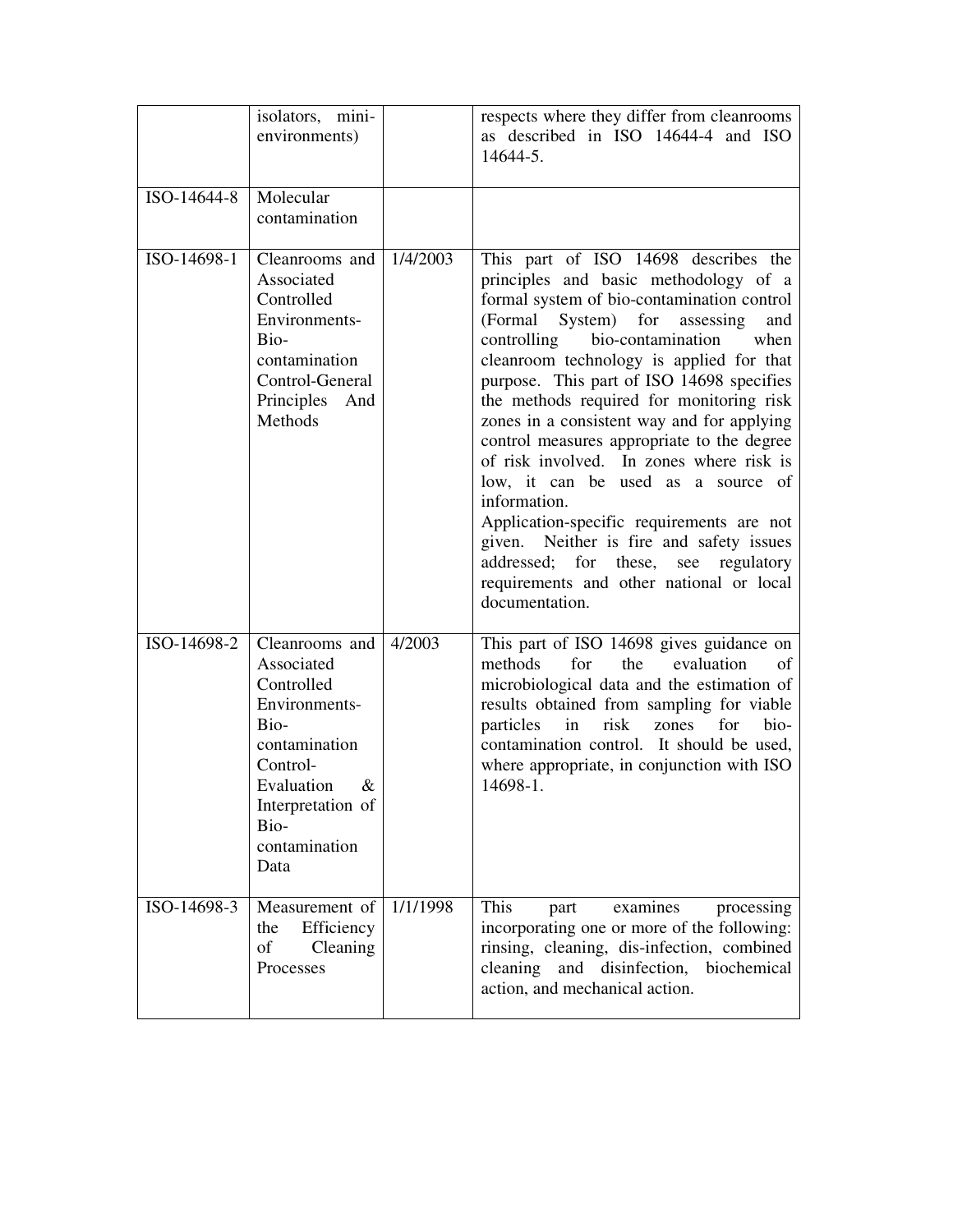| | isolators, mini-environments) | | respects where they differ from cleanrooms as described in ISO 14644-4 and ISO 14644-5. |
|---|---|---|---|
| ISO-14644-8 | Molecular contamination | | |
| ISO-14698-1 | Cleanrooms and Associated Controlled Environments-Bio-contamination Control-General Principles And Methods | 1/4/2003 | This part of ISO 14698 describes the principles and basic methodology of a formal system of bio-contamination control (Formal System) for assessing and controlling bio-contamination when cleanroom technology is applied for that purpose. This part of ISO 14698 specifies the methods required for monitoring risk zones in a consistent way and for applying control measures appropriate to the degree of risk involved. In zones where risk is low, it can be used as a source of information.<br>Application-specific requirements are not given. Neither is fire and safety issues addressed; for these, see regulatory requirements and other national or local documentation. |
| ISO-14698-2 | Cleanrooms and Associated Controlled Environments-Bio-contamination Control-Evaluation & Interpretation of Bio-contamination Data | 4/2003 | This part of ISO 14698 gives guidance on methods for the evaluation of microbiological data and the estimation of results obtained from sampling for viable particles in risk zones for bio-contamination control. It should be used, where appropriate, in conjunction with ISO 14698-1. |
| ISO-14698-3 | Measurement of the Efficiency of Cleaning Processes | 1/1/1998 | This part examines processing incorporating one or more of the following: rinsing, cleaning, dis-infection, combined cleaning and disinfection, biochemical action, and mechanical action. |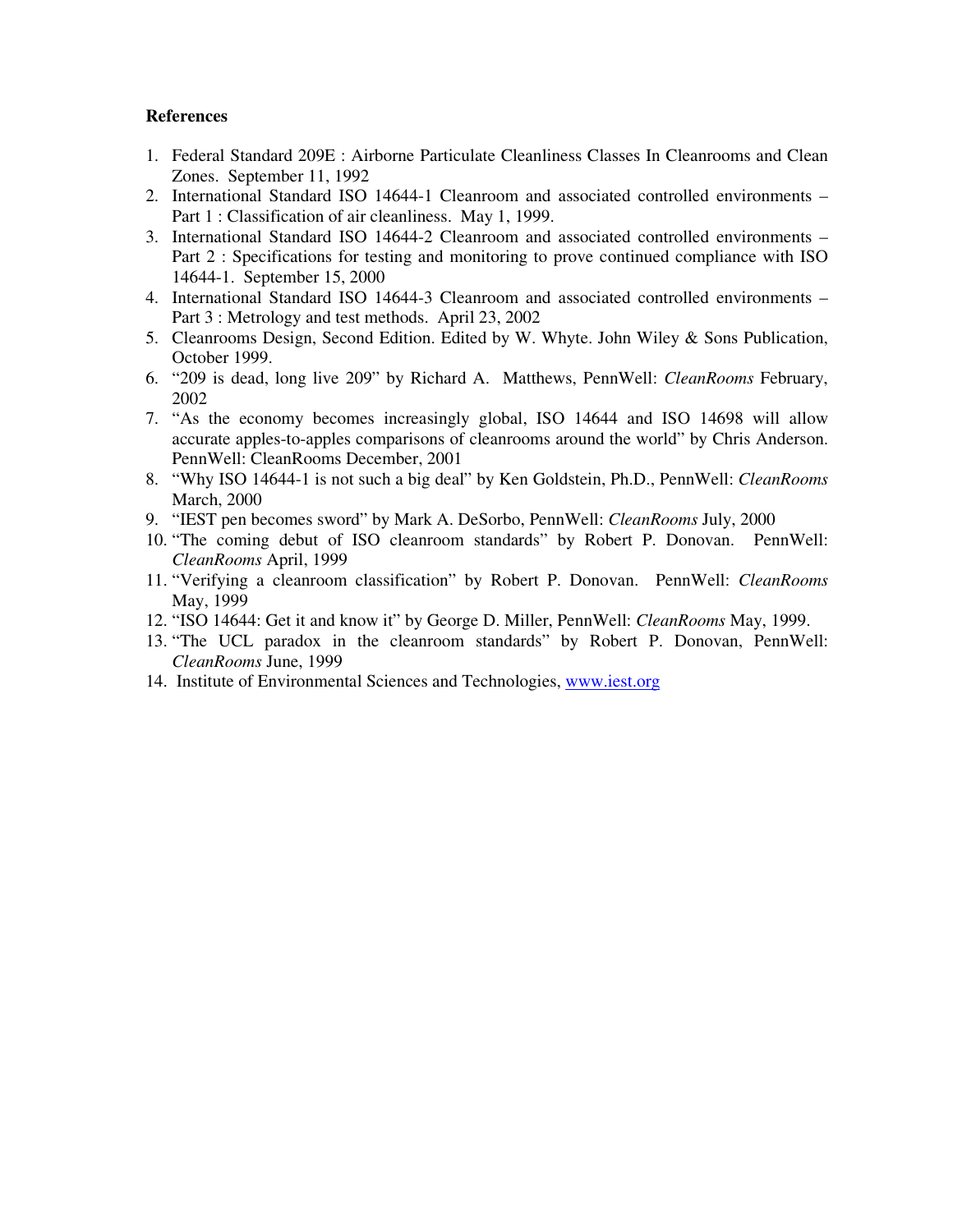**References**

1. Federal Standard 209E : Airborne Particulate Cleanliness Classes In Cleanrooms and Clean Zones. September 11, 1992
2. International Standard ISO 14644-1 Cleanroom and associated controlled environments – Part 1 : Classification of air cleanliness. May 1, 1999.
3. International Standard ISO 14644-2 Cleanroom and associated controlled environments – Part 2 : Specifications for testing and monitoring to prove continued compliance with ISO 14644-1. September 15, 2000
4. International Standard ISO 14644-3 Cleanroom and associated controlled environments – Part 3 : Metrology and test methods. April 23, 2002
5. Cleanrooms Design, Second Edition. Edited by W. Whyte. John Wiley & Sons Publication, October 1999.
6. "209 is dead, long live 209" by Richard A. Matthews, PennWell: *CleanRooms* February, 2002
7. "As the economy becomes increasingly global, ISO 14644 and ISO 14698 will allow accurate apples-to-apples comparisons of cleanrooms around the world" by Chris Anderson. PennWell: CleanRooms December, 2001
8. "Why ISO 14644-1 is not such a big deal" by Ken Goldstein, Ph.D., PennWell: *CleanRooms* March, 2000
9. "IEST pen becomes sword" by Mark A. DeSorbo, PennWell: *CleanRooms* July, 2000
10. "The coming debut of ISO cleanroom standards" by Robert P. Donovan. PennWell: *CleanRooms* April, 1999
11. "Verifying a cleanroom classification" by Robert P. Donovan. PennWell: *CleanRooms* May, 1999
12. "ISO 14644: Get it and know it" by George D. Miller, PennWell: *CleanRooms* May, 1999.
13. "The UCL paradox in the cleanroom standards" by Robert P. Donovan, PennWell: *CleanRooms* June, 1999
14. Institute of Environmental Sciences and Technologies, www.iest.org